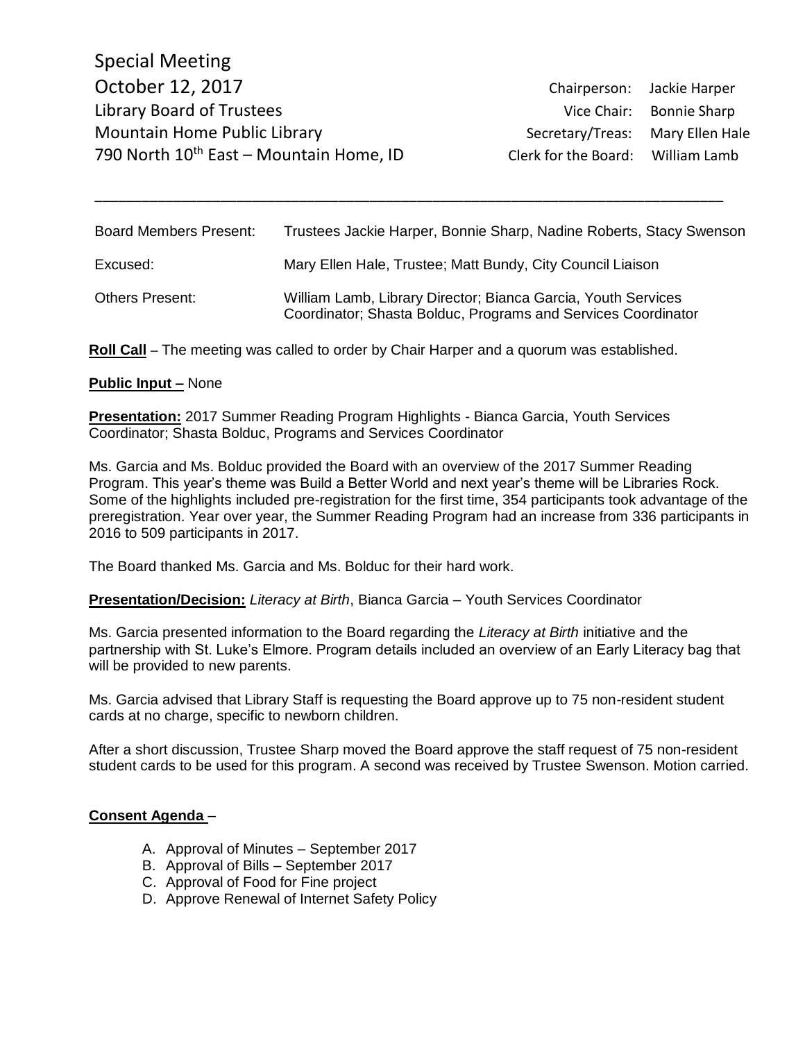Special Meeting
October 12, 2017
Library Board of Trustees
Mountain Home Public Library
790 North 10th East – Mountain Home, ID

Chairperson: Jackie Harper
Vice Chair: Bonnie Sharp
Secretary/Treas: Mary Ellen Hale
Clerk for the Board: William Lamb

---

| | |
|---|---|
| Board Members Present: | Trustees Jackie Harper, Bonnie Sharp, Nadine Roberts, Stacy Swenson |
| Excused: | Mary Ellen Hale, Trustee; Matt Bundy, City Council Liaison |
| Others Present: | William Lamb, Library Director; Bianca Garcia, Youth Services Coordinator; Shasta Bolduc, Programs and Services Coordinator |

**Roll Call** – The meeting was called to order by Chair Harper and a quorum was established.

**Public Input –** None

**Presentation:** 2017 Summer Reading Program Highlights - Bianca Garcia, Youth Services Coordinator; Shasta Bolduc, Programs and Services Coordinator

Ms. Garcia and Ms. Bolduc provided the Board with an overview of the 2017 Summer Reading Program. This year's theme was Build a Better World and next year's theme will be Libraries Rock. Some of the highlights included pre-registration for the first time, 354 participants took advantage of the preregistration. Year over year, the Summer Reading Program had an increase from 336 participants in 2016 to 509 participants in 2017.

The Board thanked Ms. Garcia and Ms. Bolduc for their hard work.

**Presentation/Decision:** *Literacy at Birth*, Bianca Garcia – Youth Services Coordinator

Ms. Garcia presented information to the Board regarding the *Literacy at Birth* initiative and the partnership with St. Luke's Elmore. Program details included an overview of an Early Literacy bag that will be provided to new parents.

Ms. Garcia advised that Library Staff is requesting the Board approve up to 75 non-resident student cards at no charge, specific to newborn children.

After a short discussion, Trustee Sharp moved the Board approve the staff request of 75 non-resident student cards to be used for this program. A second was received by Trustee Swenson. Motion carried.

**Consent Agenda** –

A. Approval of Minutes – September 2017
B. Approval of Bills – September 2017
C. Approval of Food for Fine project
D. Approve Renewal of Internet Safety Policy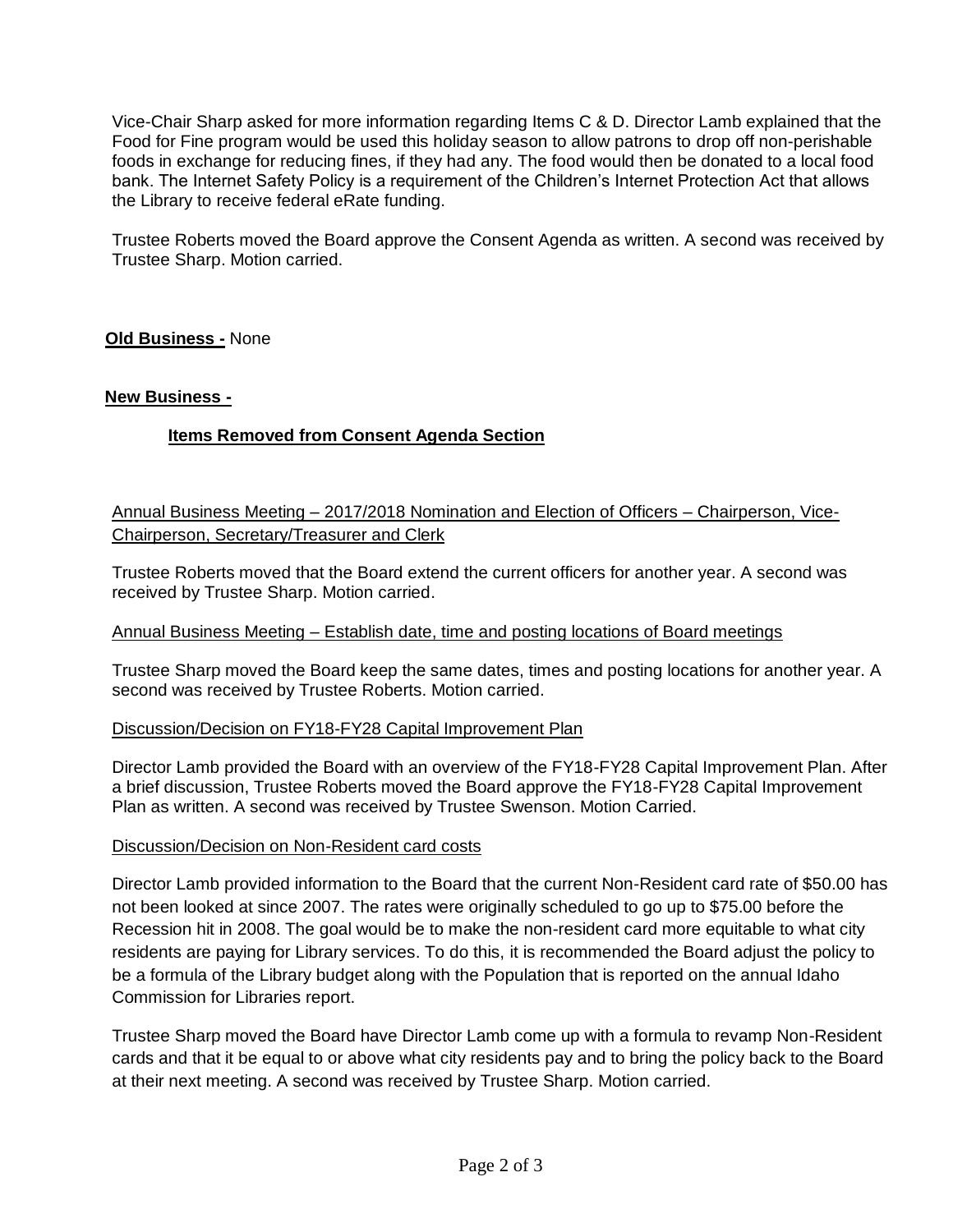Vice-Chair Sharp asked for more information regarding Items C & D. Director Lamb explained that the Food for Fine program would be used this holiday season to allow patrons to drop off non-perishable foods in exchange for reducing fines, if they had any. The food would then be donated to a local food bank. The Internet Safety Policy is a requirement of the Children's Internet Protection Act that allows the Library to receive federal eRate funding.

Trustee Roberts moved the Board approve the Consent Agenda as written. A second was received by Trustee Sharp. Motion carried.

**Old Business -** None

**New Business -**

**Items Removed from Consent Agenda Section**

Annual Business Meeting – 2017/2018 Nomination and Election of Officers – Chairperson, Vice-Chairperson, Secretary/Treasurer and Clerk

Trustee Roberts moved that the Board extend the current officers for another year. A second was received by Trustee Sharp. Motion carried.

Annual Business Meeting – Establish date, time and posting locations of Board meetings

Trustee Sharp moved the Board keep the same dates, times and posting locations for another year. A second was received by Trustee Roberts. Motion carried.

Discussion/Decision on FY18-FY28 Capital Improvement Plan

Director Lamb provided the Board with an overview of the FY18-FY28 Capital Improvement Plan. After a brief discussion, Trustee Roberts moved the Board approve the FY18-FY28 Capital Improvement Plan as written. A second was received by Trustee Swenson. Motion Carried.

Discussion/Decision on Non-Resident card costs

Director Lamb provided information to the Board that the current Non-Resident card rate of $50.00 has not been looked at since 2007. The rates were originally scheduled to go up to $75.00 before the Recession hit in 2008. The goal would be to make the non-resident card more equitable to what city residents are paying for Library services. To do this, it is recommended the Board adjust the policy to be a formula of the Library budget along with the Population that is reported on the annual Idaho Commission for Libraries report.

Trustee Sharp moved the Board have Director Lamb come up with a formula to revamp Non-Resident cards and that it be equal to or above what city residents pay and to bring the policy back to the Board at their next meeting. A second was received by Trustee Sharp. Motion carried.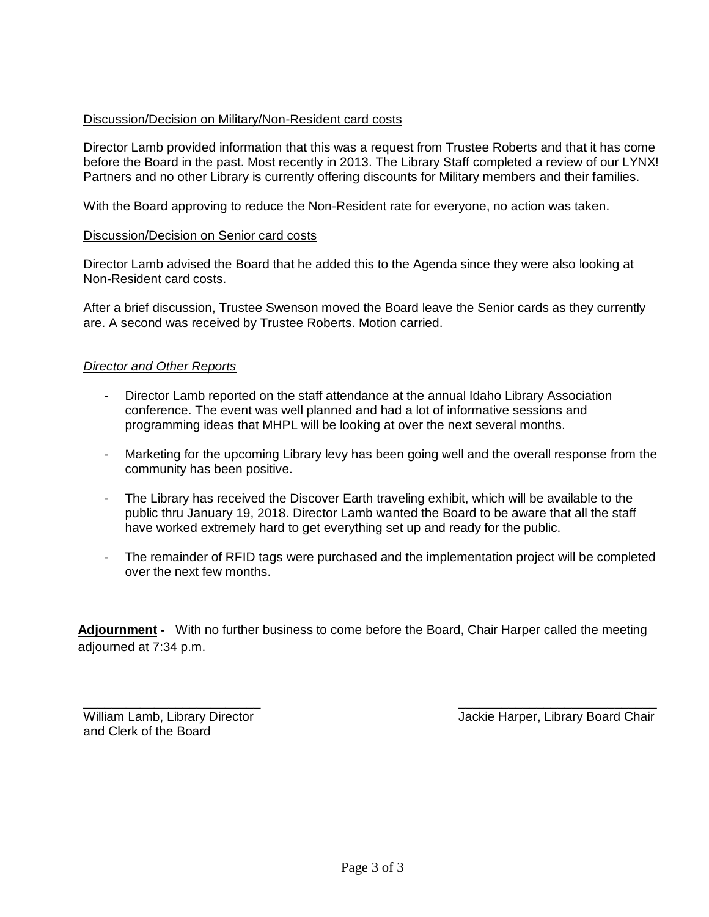Discussion/Decision on Military/Non-Resident card costs

Director Lamb provided information that this was a request from Trustee Roberts and that it has come before the Board in the past. Most recently in 2013. The Library Staff completed a review of our LYNX! Partners and no other Library is currently offering discounts for Military members and their families.

With the Board approving to reduce the Non-Resident rate for everyone, no action was taken.

Discussion/Decision on Senior card costs

Director Lamb advised the Board that he added this to the Agenda since they were also looking at Non-Resident card costs.

After a brief discussion, Trustee Swenson moved the Board leave the Senior cards as they currently are. A second was received by Trustee Roberts. Motion carried.

*Director and Other Reports*

- Director Lamb reported on the staff attendance at the annual Idaho Library Association conference. The event was well planned and had a lot of informative sessions and programming ideas that MHPL will be looking at over the next several months.
- Marketing for the upcoming Library levy has been going well and the overall response from the community has been positive.
- The Library has received the Discover Earth traveling exhibit, which will be available to the public thru January 19, 2018. Director Lamb wanted the Board to be aware that all the staff have worked extremely hard to get everything set up and ready for the public.
- The remainder of RFID tags were purchased and the implementation project will be completed over the next few months.

**Adjournment -** With no further business to come before the Board, Chair Harper called the meeting adjourned at 7:34 p.m.

\_\_\_\_\_\_\_\_\_\_\_\_\_\_\_\_\_\_\_\_\_\_\_\_\_\_
William Lamb, Library Director
and Clerk of the Board

\_\_\_\_\_\_\_\_\_\_\_\_\_\_\_\_\_\_\_\_\_\_\_\_\_\_\_\_\_
Jackie Harper, Library Board Chair